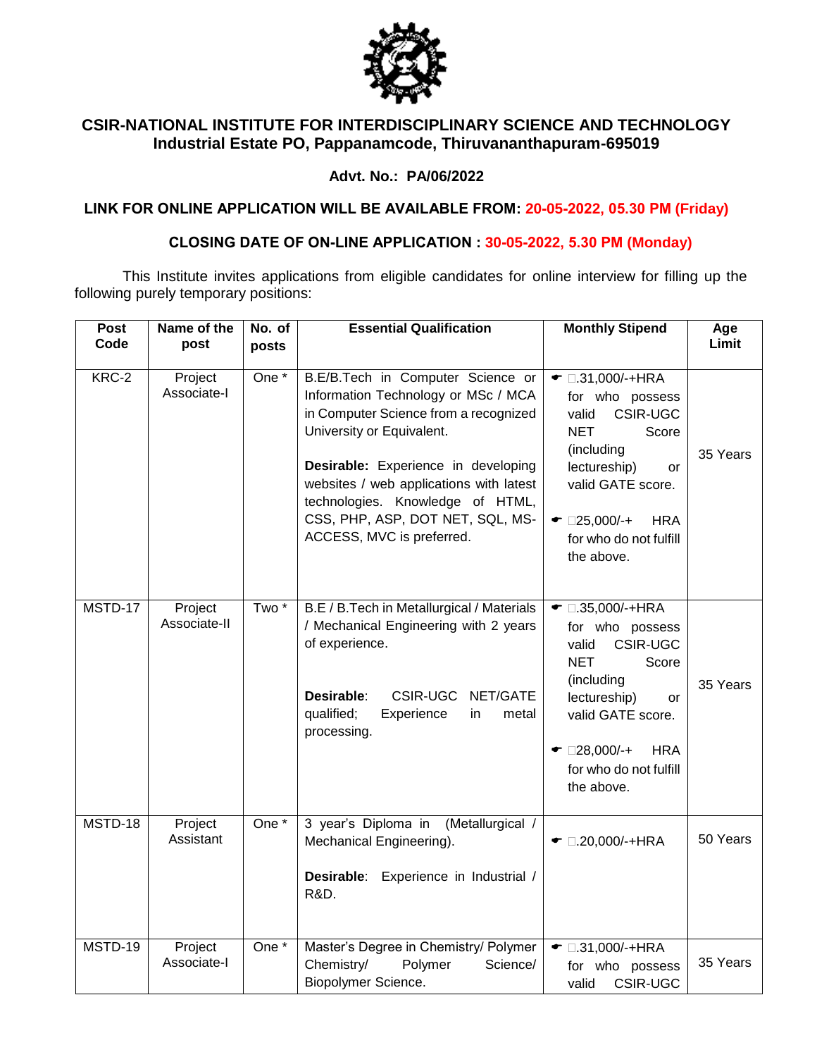# CSIR-NATIONAL INSTITUTE FOR INTERDISCIPLINARY SCIENCE AND TECHNOLOGY

**Industrial Estate PO, Pappanamcode, Thiruvananthapuram-695019**

**Advt. No.: PA/06/2022**

**LINK FOR ONLINE APPLICATION WILL BE AVAILABLE FROM: 20-05-2022, 05.30 PM (Friday)**

**CLOSING DATE OF ON-LINE APPLICATION : 30-05-2022, 5.30 PM (Monday)**

This Institute invites applications from eligible candidates for online interview for filling up the following purely temporary positions:

| Post Code | Name of the post | No. of posts | Essential Qualification | Monthly Stipend | Age Limit |
|---|---|---|---|---|---|
| KRC-2 | Project Associate-I | One * | B.E/B.Tech in Computer Science or Information Technology or MSc / MCA in Computer Science from a recognized University or Equivalent.<br><br>**Desirable:** Experience in developing websites / web applications with latest technologies. Knowledge of HTML, CSS, PHP, ASP, DOT NET, SQL, MS-ACCESS, MVC is preferred. | ☛ ₹.31,000/-+HRA for who possess valid CSIR-UGC NET Score (including lectureship) or valid GATE score.<br><br>☛ ₹25,000/-+ HRA for who do not fulfill the above. | 35 Years |
| MSTD-17 | Project Associate-II | Two * | B.E / B.Tech in Metallurgical / Materials / Mechanical Engineering with 2 years of experience.<br><br>**Desirable**: CSIR-UGC NET/GATE qualified; Experience in metal processing. | ☛ ₹.35,000/-+HRA for who possess valid CSIR-UGC NET Score (including lectureship) or valid GATE score.<br><br>☛ ₹28,000/-+ HRA for who do not fulfill the above. | 35 Years |
| MSTD-18 | Project Assistant | One * | 3 year's Diploma in (Metallurgical / Mechanical Engineering).<br><br>**Desirable**: Experience in Industrial / R&D. | ☛ ₹.20,000/-+HRA | 50 Years |
| MSTD-19 | Project Associate-I | One * | Master's Degree in Chemistry/ Polymer Chemistry/ Polymer Science/ Biopolymer Science. | ☛ ₹.31,000/-+HRA for who possess valid CSIR-UGC | 35 Years |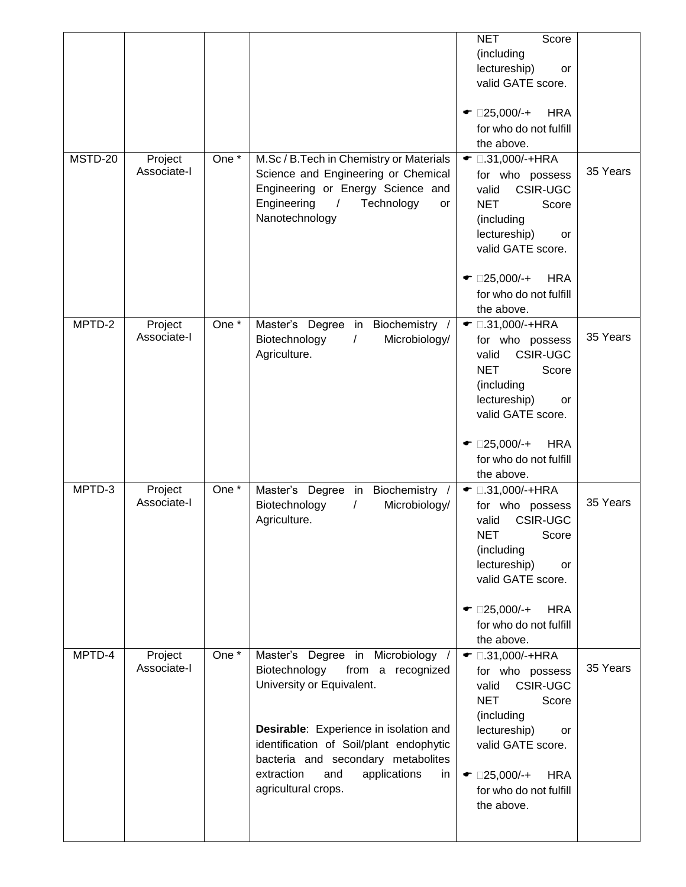| | | | | NET Score (including lectureship) or valid GATE score.<br><br>☛ ₹25,000/-+ HRA for who do not fulfill the above. | |
|---|---|---|---|---|---|
| MSTD-20 | Project Associate-I | One * | M.Sc / B.Tech in Chemistry or Materials Science and Engineering or Chemical Engineering or Energy Science and Engineering / Technology or Nanotechnology | ☛ ₹.31,000/-+HRA for who possess valid CSIR-UGC NET Score (including lectureship) or valid GATE score.<br><br>☛ ₹25,000/-+ HRA for who do not fulfill the above. | 35 Years |
| MPTD-2 | Project Associate-I | One * | Master's Degree in Biochemistry / Biotechnology / Microbiology/ Agriculture. | ☛ ₹.31,000/-+HRA for who possess valid CSIR-UGC NET Score (including lectureship) or valid GATE score.<br><br>☛ ₹25,000/-+ HRA for who do not fulfill the above. | 35 Years |
| MPTD-3 | Project Associate-I | One * | Master's Degree in Biochemistry / Biotechnology / Microbiology/ Agriculture. | ☛ ₹.31,000/-+HRA for who possess valid CSIR-UGC NET Score (including lectureship) or valid GATE score.<br><br>☛ ₹25,000/-+ HRA for who do not fulfill the above. | 35 Years |
| MPTD-4 | Project Associate-I | One * | Master's Degree in Microbiology / Biotechnology from a recognized University or Equivalent.<br><br>**Desirable**: Experience in isolation and identification of Soil/plant endophytic bacteria and secondary metabolites extraction and applications in agricultural crops. | ☛ ₹.31,000/-+HRA for who possess valid CSIR-UGC NET Score (including lectureship) or valid GATE score.<br><br>☛ ₹25,000/-+ HRA for who do not fulfill the above. | 35 Years |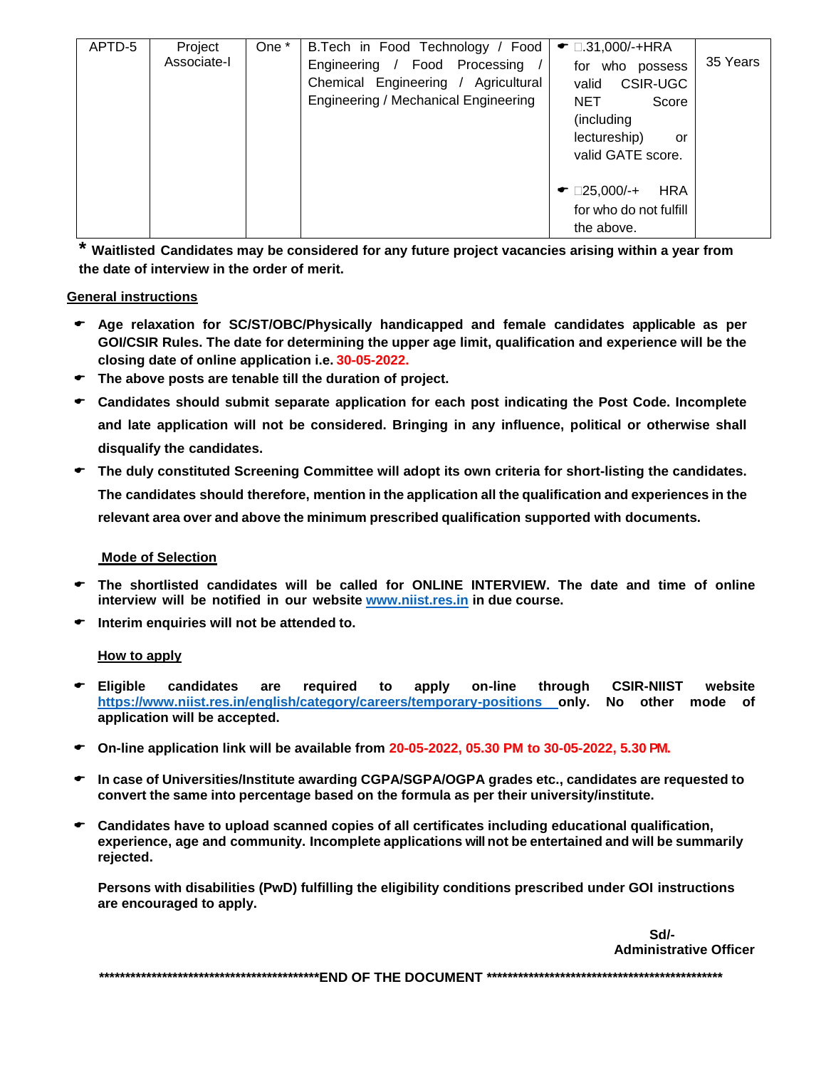| | | | | | |
|---|---|---|---|---|---|
| APTD-5 | Project Associate-I | One * | B.Tech in Food Technology / Food Engineering / Food Processing / Chemical Engineering / Agricultural Engineering / Mechanical Engineering | ☛ □.31,000/-+HRA for who possess valid CSIR-UGC NET Score (including lectureship) or valid GATE score.<br><br>☛ □25,000/-+ HRA for who do not fulfill the above. | 35 Years |

**\* Waitlisted Candidates may be considered for any future project vacancies arising within a year from the date of interview in the order of merit.**

**General instructions**

- **Age relaxation for SC/ST/OBC/Physically handicapped and female candidates applicable as per GOI/CSIR Rules. The date for determining the upper age limit, qualification and experience will be the closing date of online application i.e. 30-05-2022.**
- **The above posts are tenable till the duration of project.**
- **Candidates should submit separate application for each post indicating the Post Code. Incomplete and late application will not be considered. Bringing in any influence, political or otherwise shall disqualify the candidates.**
- **The duly constituted Screening Committee will adopt its own criteria for short-listing the candidates. The candidates should therefore, mention in the application all the qualification and experiences in the relevant area over and above the minimum prescribed qualification supported with documents.**

**Mode of Selection**

- **The shortlisted candidates will be called for ONLINE INTERVIEW. The date and time of online interview will be notified in our website www.niist.res.in in due course.**
- **Interim enquiries will not be attended to.**

**How to apply**

- **Eligible candidates are required to apply on-line through CSIR-NIIST website https://www.niist.res.in/english/category/careers/temporary-positions only. No other mode of application will be accepted.**
- **On-line application link will be available from 20-05-2022, 05.30 PM to 30-05-2022, 5.30 PM.**
- **In case of Universities/Institute awarding CGPA/SGPA/OGPA grades etc., candidates are requested to convert the same into percentage based on the formula as per their university/institute.**
- **Candidates have to upload scanned copies of all certificates including educational qualification, experience, age and community. Incomplete applications will not be entertained and will be summarily rejected.**

**Persons with disabilities (PwD) fulfilling the eligibility conditions prescribed under GOI instructions are encouraged to apply.**

**Sd/-**
**Administrative Officer**

**\*\*\*\*\*\*\*\*\*\*\*\*\*\*\*\*\*\*\*\*\*\*\*\*\*\*\*\*\*\*\*\*\*\*\*\*\*\*\*\*\*\*\*\*END OF THE DOCUMENT \*\*\*\*\*\*\*\*\*\*\*\*\*\*\*\*\*\*\*\*\*\*\*\*\*\*\*\*\*\*\*\*\*\*\*\*\*\*\*\*\*\*\*\*\*\*\*\***